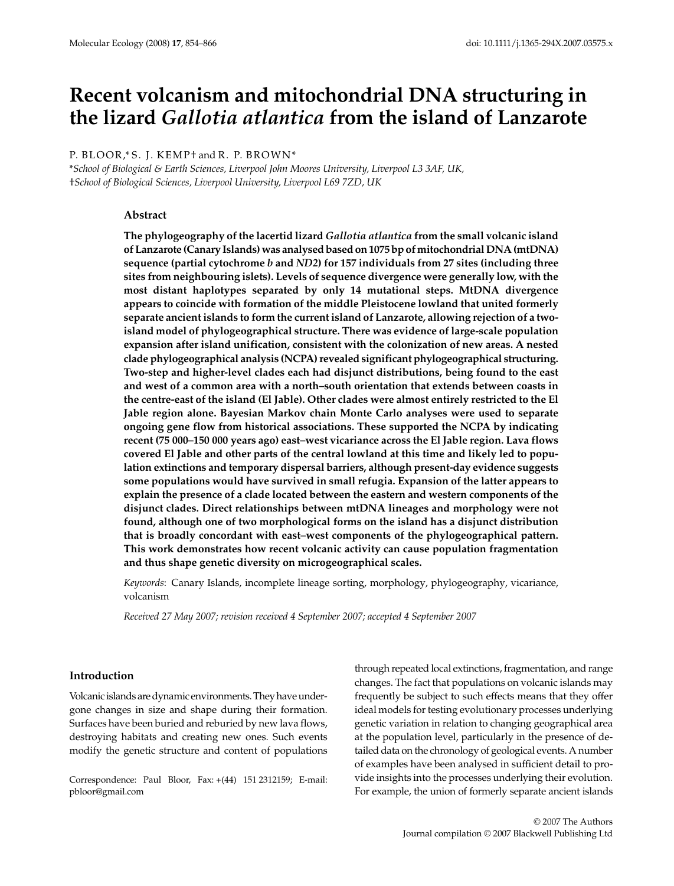# Recent volcanism and mitochondrial DNA structuring in the lizard *Gallotia atlantica* from the island of Lanzarote

P. BLOOR,* S. J. KEMP† and R. P. BROWN*

*School of Biological & Earth Sciences, Liverpool John Moores University, Liverpool L3 3AF, UK,
†School of Biological Sciences, Liverpool University, Liverpool L69 7ZD, UK

## Abstract

**The phylogeography of the lacertid lizard *Gallotia atlantica* from the small volcanic island of Lanzarote (Canary Islands) was analysed based on 1075 bp of mitochondrial DNA (mtDNA) sequence (partial cytochrome *b* and *ND2*) for 157 individuals from 27 sites (including three sites from neighbouring islets). Levels of sequence divergence were generally low, with the most distant haplotypes separated by only 14 mutational steps. MtDNA divergence appears to coincide with formation of the middle Pleistocene lowland that united formerly separate ancient islands to form the current island of Lanzarote, allowing rejection of a two-island model of phylogeographical structure. There was evidence of large-scale population expansion after island unification, consistent with the colonization of new areas. A nested clade phylogeographical analysis (NCPA) revealed significant phylogeographical structuring. Two-step and higher-level clades each had disjunct distributions, being found to the east and west of a common area with a north–south orientation that extends between coasts in the centre-east of the island (El Jable). Other clades were almost entirely restricted to the El Jable region alone. Bayesian Markov chain Monte Carlo analyses were used to separate ongoing gene flow from historical associations. These supported the NCPA by indicating recent (75 000–150 000 years ago) east–west vicariance across the El Jable region. Lava flows covered El Jable and other parts of the central lowland at this time and likely led to population extinctions and temporary dispersal barriers, although present-day evidence suggests some populations would have survived in small refugia. Expansion of the latter appears to explain the presence of a clade located between the eastern and western components of the disjunct clades. Direct relationships between mtDNA lineages and morphology were not found, although one of two morphological forms on the island has a disjunct distribution that is broadly concordant with east–west components of the phylogeographical pattern. This work demonstrates how recent volcanic activity can cause population fragmentation and thus shape genetic diversity on microgeographical scales.**

*Keywords*: Canary Islands, incomplete lineage sorting, morphology, phylogeography, vicariance, volcanism

*Received 27 May 2007; revision received 4 September 2007; accepted 4 September 2007*

## Introduction

Volcanic islands are dynamic environments. They have undergone changes in size and shape during their formation. Surfaces have been buried and reburied by new lava flows, destroying habitats and creating new ones. Such events modify the genetic structure and content of populations through repeated local extinctions, fragmentation, and range changes. The fact that populations on volcanic islands may frequently be subject to such effects means that they offer ideal models for testing evolutionary processes underlying genetic variation in relation to changing geographical area at the population level, particularly in the presence of detailed data on the chronology of geological events. A number of examples have been analysed in sufficient detail to provide insights into the processes underlying their evolution. For example, the union of formerly separate ancient islands

Correspondence: Paul Bloor, Fax: +(44) 151 2312159; E-mail: pbloor@gmail.com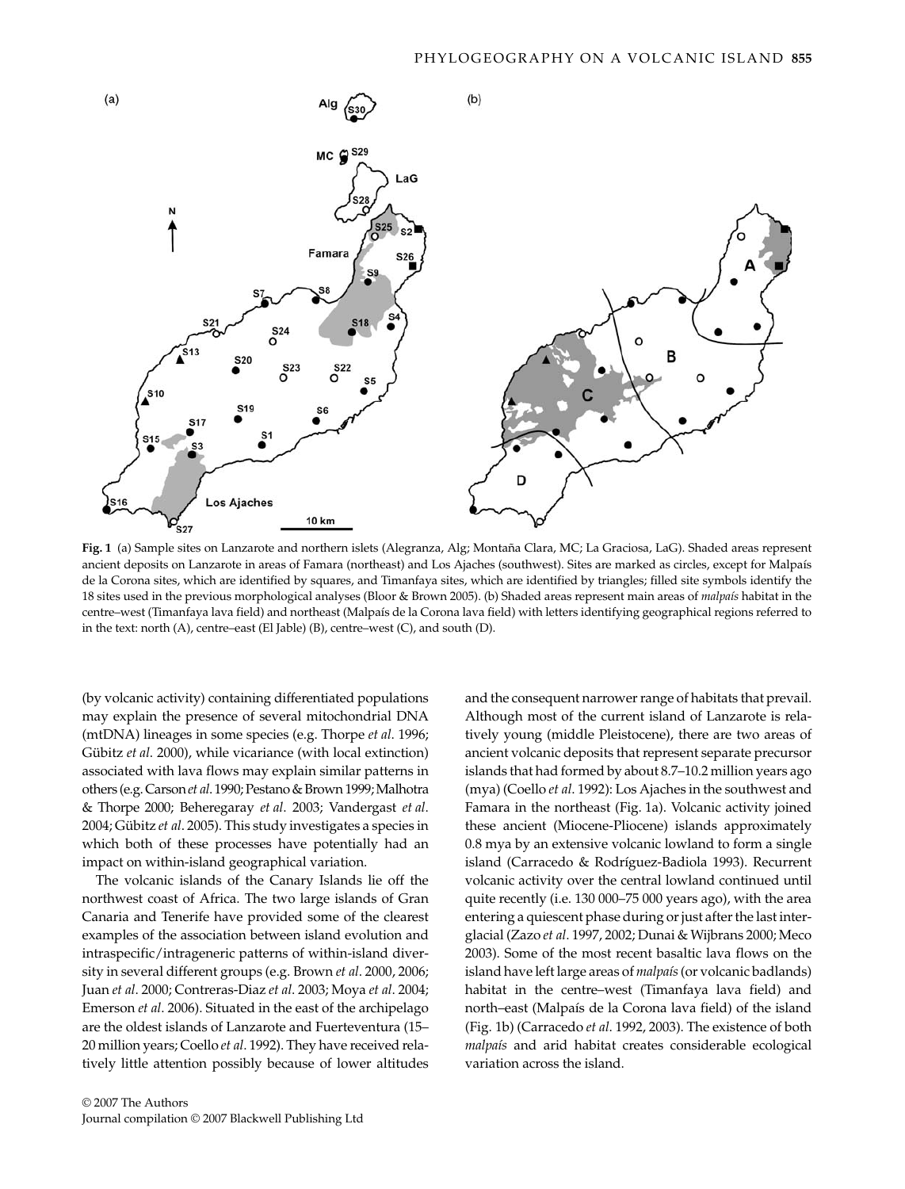(a)

Alg S30

MC S29

LaG

S28

N

S25 S2

Famara

S26

S9

S7 S8

S18 S4

S21

S24

S13

S20

S23 S22

S5

S10

S19

S6

S17

S1

S15

S3

S16

Los Ajaches

10 km

S27

(b)

A

B

C

D

**Fig. 1** (a) Sample sites on Lanzarote and northern islets (Alegranza, Alg; Montaña Clara, MC; La Graciosa, LaG). Shaded areas represent ancient deposits on Lanzarote in areas of Famara (northeast) and Los Ajaches (southwest). Sites are marked as circles, except for Malpaís de la Corona sites, which are identified by squares, and Timanfaya sites, which are identified by triangles; filled site symbols identify the 18 sites used in the previous morphological analyses (Bloor & Brown 2005). (b) Shaded areas represent main areas of *malpaís* habitat in the centre–west (Timanfaya lava field) and northeast (Malpaís de la Corona lava field) with letters identifying geographical regions referred to in the text: north (A), centre–east (El Jable) (B), centre–west (C), and south (D).

(by volcanic activity) containing differentiated populations may explain the presence of several mitochondrial DNA (mtDNA) lineages in some species (e.g. Thorpe *et al*. 1996; Gübitz *et al*. 2000), while vicariance (with local extinction) associated with lava flows may explain similar patterns in others (e.g. Carson *et al*. 1990; Pestano & Brown 1999; Malhotra & Thorpe 2000; Beheregaray *et al*. 2003; Vandergast *et al*. 2004; Gübitz *et al*. 2005). This study investigates a species in which both of these processes have potentially had an impact on within-island geographical variation.

The volcanic islands of the Canary Islands lie off the northwest coast of Africa. The two large islands of Gran Canaria and Tenerife have provided some of the clearest examples of the association between island evolution and intraspecific/intrageneric patterns of within-island diversity in several different groups (e.g. Brown *et al*. 2000, 2006; Juan *et al*. 2000; Contreras-Diaz *et al*. 2003; Moya *et al*. 2004; Emerson *et al*. 2006). Situated in the east of the archipelago are the oldest islands of Lanzarote and Fuerteventura (15–20 million years; Coello *et al*. 1992). They have received relatively little attention possibly because of lower altitudes and the consequent narrower range of habitats that prevail. Although most of the current island of Lanzarote is relatively young (middle Pleistocene), there are two areas of ancient volcanic deposits that represent separate precursor islands that had formed by about 8.7–10.2 million years ago (mya) (Coello *et al*. 1992): Los Ajaches in the southwest and Famara in the northeast (Fig. 1a). Volcanic activity joined these ancient (Miocene-Pliocene) islands approximately 0.8 mya by an extensive volcanic lowland to form a single island (Carracedo & Rodríguez-Badiola 1993). Recurrent volcanic activity over the central lowland continued until quite recently (i.e. 130 000–75 000 years ago), with the area entering a quiescent phase during or just after the last interglacial (Zazo *et al*. 1997, 2002; Dunai & Wijbrans 2000; Meco 2003). Some of the most recent basaltic lava flows on the island have left large areas of *malpaís* (or volcanic badlands) habitat in the centre–west (Timanfaya lava field) and north–east (Malpaís de la Corona lava field) of the island (Fig. 1b) (Carracedo *et al*. 1992, 2003). The existence of both *malpaís* and arid habitat creates considerable ecological variation across the island.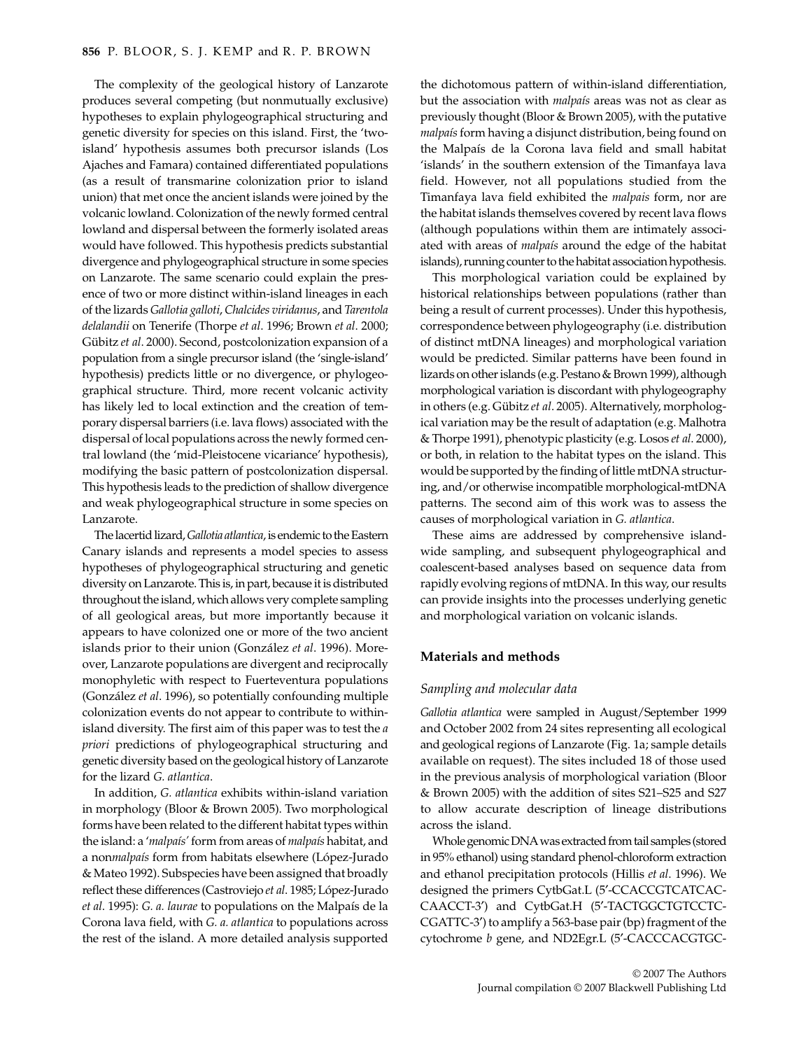The complexity of the geological history of Lanzarote produces several competing (but nonmutually exclusive) hypotheses to explain phylogeographical structuring and genetic diversity for species on this island. First, the 'two-island' hypothesis assumes both precursor islands (Los Ajaches and Famara) contained differentiated populations (as a result of transmarine colonization prior to island union) that met once the ancient islands were joined by the volcanic lowland. Colonization of the newly formed central lowland and dispersal between the formerly isolated areas would have followed. This hypothesis predicts substantial divergence and phylogeographical structure in some species on Lanzarote. The same scenario could explain the presence of two or more distinct within-island lineages in each of the lizards *Gallotia galloti*, *Chalcides viridanus*, and *Tarentola delalandii* on Tenerife (Thorpe *et al*. 1996; Brown *et al*. 2000; Gübitz *et al*. 2000). Second, postcolonization expansion of a population from a single precursor island (the 'single-island' hypothesis) predicts little or no divergence, or phylogeographical structure. Third, more recent volcanic activity has likely led to local extinction and the creation of temporary dispersal barriers (i.e. lava flows) associated with the dispersal of local populations across the newly formed central lowland (the 'mid-Pleistocene vicariance' hypothesis), modifying the basic pattern of postcolonization dispersal. This hypothesis leads to the prediction of shallow divergence and weak phylogeographical structure in some species on Lanzarote.

The lacertid lizard, *Gallotia atlantica*, is endemic to the Eastern Canary islands and represents a model species to assess hypotheses of phylogeographical structuring and genetic diversity on Lanzarote. This is, in part, because it is distributed throughout the island, which allows very complete sampling of all geological areas, but more importantly because it appears to have colonized one or more of the two ancient islands prior to their union (González *et al*. 1996). Moreover, Lanzarote populations are divergent and reciprocally monophyletic with respect to Fuerteventura populations (González *et al*. 1996), so potentially confounding multiple colonization events do not appear to contribute to within-island diversity. The first aim of this paper was to test the *a priori* predictions of phylogeographical structuring and genetic diversity based on the geological history of Lanzarote for the lizard *G. atlantica*.

In addition, *G. atlantica* exhibits within-island variation in morphology (Bloor & Brown 2005). Two morphological forms have been related to the different habitat types within the island: a '*malpaís'* form from areas of *malpaís* habitat, and a non*malpaís* form from habitats elsewhere (López-Jurado & Mateo 1992). Subspecies have been assigned that broadly reflect these differences (Castroviejo *et al*. 1985; López-Jurado *et al*. 1995): *G. a. laurae* to populations on the Malpaís de la Corona lava field, with *G. a. atlantica* to populations across the rest of the island. A more detailed analysis supported the dichotomous pattern of within-island differentiation, but the association with *malpaís* areas was not as clear as previously thought (Bloor & Brown 2005), with the putative *malpaís* form having a disjunct distribution, being found on the Malpaís de la Corona lava field and small habitat 'islands' in the southern extension of the Timanfaya lava field. However, not all populations studied from the Timanfaya lava field exhibited the *malpais* form, nor are the habitat islands themselves covered by recent lava flows (although populations within them are intimately associated with areas of *malpaís* around the edge of the habitat islands), running counter to the habitat association hypothesis.

This morphological variation could be explained by historical relationships between populations (rather than being a result of current processes). Under this hypothesis, correspondence between phylogeography (i.e. distribution of distinct mtDNA lineages) and morphological variation would be predicted. Similar patterns have been found in lizards on other islands (e.g. Pestano & Brown 1999), although morphological variation is discordant with phylogeography in others (e.g. Gübitz *et al*. 2005). Alternatively, morphological variation may be the result of adaptation (e.g. Malhotra & Thorpe 1991), phenotypic plasticity (e.g. Losos *et al*. 2000), or both, in relation to the habitat types on the island. This would be supported by the finding of little mtDNA structuring, and/or otherwise incompatible morphological-mtDNA patterns. The second aim of this work was to assess the causes of morphological variation in *G. atlantica*.

These aims are addressed by comprehensive island-wide sampling, and subsequent phylogeographical and coalescent-based analyses based on sequence data from rapidly evolving regions of mtDNA. In this way, our results can provide insights into the processes underlying genetic and morphological variation on volcanic islands.

## Materials and methods

### Sampling and molecular data

*Gallotia atlantica* were sampled in August/September 1999 and October 2002 from 24 sites representing all ecological and geological regions of Lanzarote (Fig. 1a; sample details available on request). The sites included 18 of those used in the previous analysis of morphological variation (Bloor & Brown 2005) with the addition of sites S21–S25 and S27 to allow accurate description of lineage distributions across the island.

Whole genomic DNA was extracted from tail samples (stored in 95% ethanol) using standard phenol-chloroform extraction and ethanol precipitation protocols (Hillis *et al*. 1996). We designed the primers CytbGat.L (5′-CCACCGTCATCACCAACCT-3′) and CytbGat.H (5′-TACTGGCTGTCCTCCGATTC-3′) to amplify a 563-base pair (bp) fragment of the cytochrome *b* gene, and ND2Egr.L (5′-CACCCACGTGC-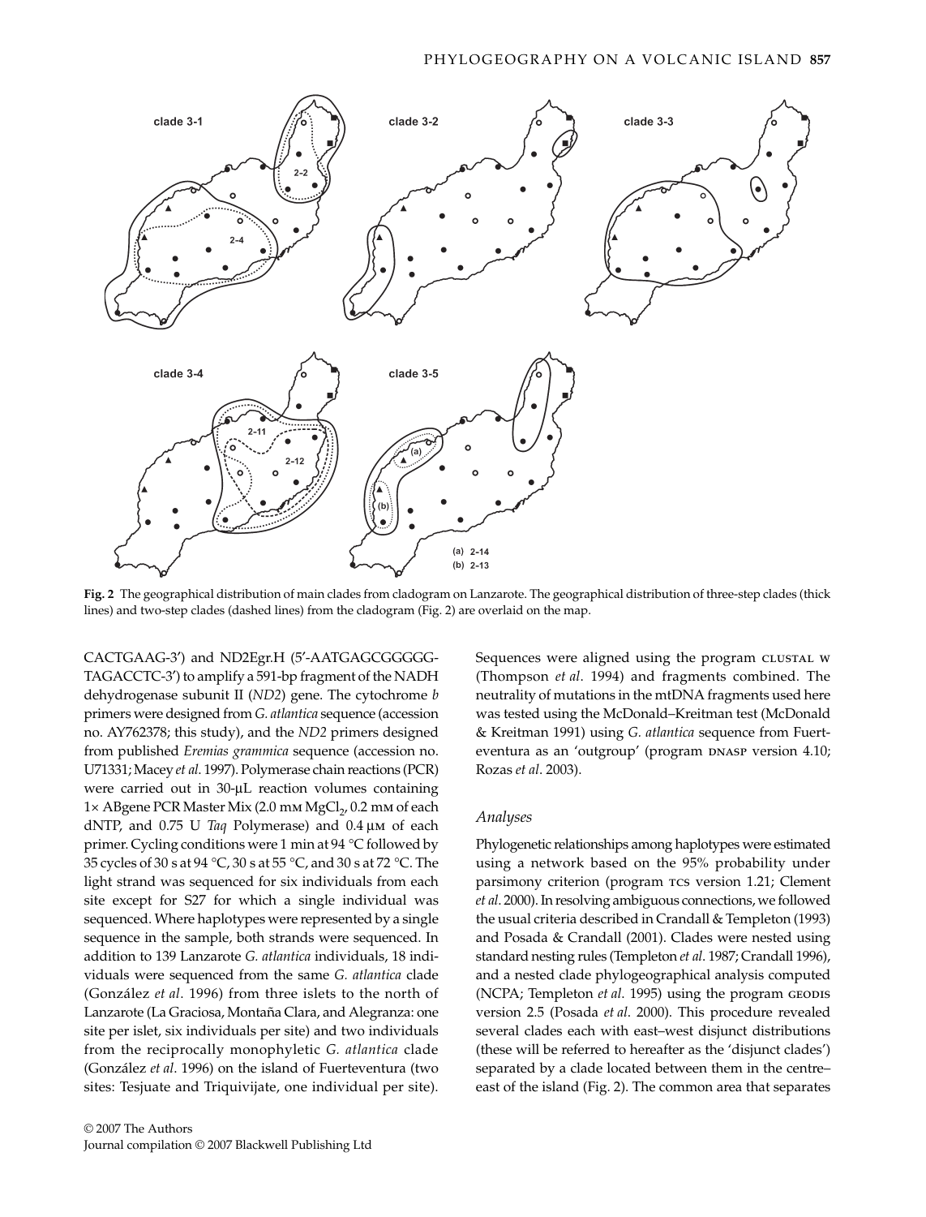clade 3-1

2-2

2-4

clade 3-2

clade 3-3

clade 3-4

2-11

2-12

clade 3-5

(a)

(b)

(a) 2-14

(b) 2-13

**Fig. 2** The geographical distribution of main clades from cladogram on Lanzarote. The geographical distribution of three-step clades (thick lines) and two-step clades (dashed lines) from the cladogram (Fig. 2) are overlaid on the map.

CACTGAAG-3′) and ND2Egr.H (5′-AATGAGCGGGGG-TAGACCTC-3′) to amplify a 591-bp fragment of the NADH dehydrogenase subunit II (*ND2*) gene. The cytochrome *b* primers were designed from *G. atlantica* sequence (accession no. AY762378; this study), and the *ND2* primers designed from published *Eremias grammica* sequence (accession no. U71331; Macey *et al*. 1997). Polymerase chain reactions (PCR) were carried out in 30-μL reaction volumes containing 1× ABgene PCR Master Mix (2.0 mM $MgCl_2$, 0.2 mM of each dNTP, and 0.75 U *Taq* Polymerase) and 0.4 μM of each primer. Cycling conditions were 1 min at 94 °C followed by 35 cycles of 30 s at 94 °C, 30 s at 55 °C, and 30 s at 72 °C. The light strand was sequenced for six individuals from each site except for S27 for which a single individual was sequenced. Where haplotypes were represented by a single sequence in the sample, both strands were sequenced. In addition to 139 Lanzarote *G. atlantica* individuals, 18 individuals were sequenced from the same *G. atlantica* clade (González *et al*. 1996) from three islets to the north of Lanzarote (La Graciosa, Montaña Clara, and Alegranza: one site per islet, six individuals per site) and two individuals from the reciprocally monophyletic *G. atlantica* clade (González *et al*. 1996) on the island of Fuerteventura (two sites: Tesjuate and Triquivijate, one individual per site). Sequences were aligned using the program CLUSTAL W (Thompson *et al*. 1994) and fragments combined. The neutrality of mutations in the mtDNA fragments used here was tested using the McDonald–Kreitman test (McDonald & Kreitman 1991) using *G. atlantica* sequence from Fuerteventura as an 'outgroup' (program DNASP version 4.10; Rozas *et al*. 2003).

### *Analyses*

Phylogenetic relationships among haplotypes were estimated using a network based on the 95% probability under parsimony criterion (program TCS version 1.21; Clement *et al*. 2000). In resolving ambiguous connections, we followed the usual criteria described in Crandall & Templeton (1993) and Posada & Crandall (2001). Clades were nested using standard nesting rules (Templeton *et al*. 1987; Crandall 1996), and a nested clade phylogeographical analysis computed (NCPA; Templeton *et al*. 1995) using the program GEODIS version 2.5 (Posada *et al*. 2000). This procedure revealed several clades each with east–west disjunct distributions (these will be referred to hereafter as the 'disjunct clades') separated by a clade located between them in the centre–east of the island (Fig. 2). The common area that separates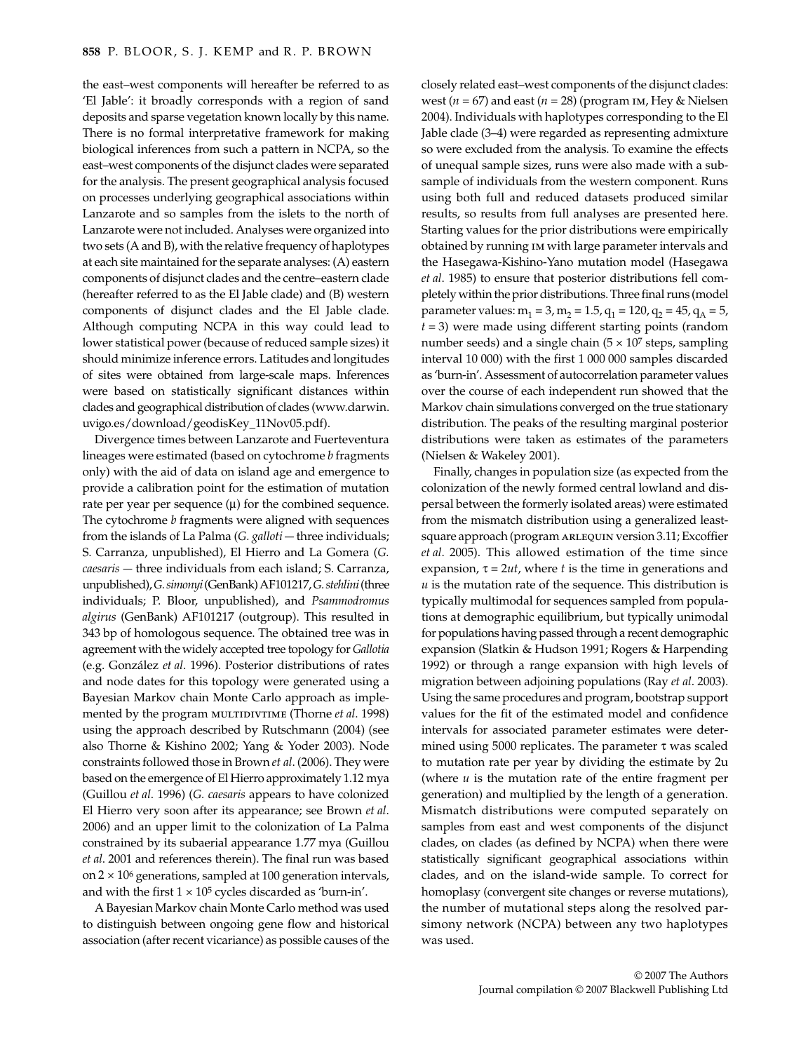the east–west components will hereafter be referred to as 'El Jable': it broadly corresponds with a region of sand deposits and sparse vegetation known locally by this name. There is no formal interpretative framework for making biological inferences from such a pattern in NCPA, so the east–west components of the disjunct clades were separated for the analysis. The present geographical analysis focused on processes underlying geographical associations within Lanzarote and so samples from the islets to the north of Lanzarote were not included. Analyses were organized into two sets (A and B), with the relative frequency of haplotypes at each site maintained for the separate analyses: (A) eastern components of disjunct clades and the centre–eastern clade (hereafter referred to as the El Jable clade) and (B) western components of disjunct clades and the El Jable clade. Although computing NCPA in this way could lead to lower statistical power (because of reduced sample sizes) it should minimize inference errors. Latitudes and longitudes of sites were obtained from large-scale maps. Inferences were based on statistically significant distances within clades and geographical distribution of clades (www.darwin.uvigo.es/download/geodisKey_11Nov05.pdf).

Divergence times between Lanzarote and Fuerteventura lineages were estimated (based on cytochrome *b* fragments only) with the aid of data on island age and emergence to provide a calibration point for the estimation of mutation rate per year per sequence (μ) for the combined sequence. The cytochrome *b* fragments were aligned with sequences from the islands of La Palma (*G. galloti* — three individuals; S. Carranza, unpublished), El Hierro and La Gomera (*G. caesaris* — three individuals from each island; S. Carranza, unpublished), *G. simonyi* (GenBank) AF101217, *G. stehlini* (three individuals; P. Bloor, unpublished), and *Psammodromus algirus* (GenBank) AF101217 (outgroup). This resulted in 343 bp of homologous sequence. The obtained tree was in agreement with the widely accepted tree topology for *Gallotia* (e.g. González *et al*. 1996). Posterior distributions of rates and node dates for this topology were generated using a Bayesian Markov chain Monte Carlo approach as implemented by the program MULTIDIVTIME (Thorne *et al*. 1998) using the approach described by Rutschmann (2004) (see also Thorne & Kishino 2002; Yang & Yoder 2003). Node constraints followed those in Brown *et al*. (2006). They were based on the emergence of El Hierro approximately 1.12 mya (Guillou *et al*. 1996) (*G. caesaris* appears to have colonized El Hierro very soon after its appearance; see Brown *et al*. 2006) and an upper limit to the colonization of La Palma constrained by its subaerial appearance 1.77 mya (Guillou *et al*. 2001 and references therein). The final run was based on $2 \times 10^6$ generations, sampled at 100 generation intervals, and with the first $1 \times 10^5$ cycles discarded as 'burn-in'.

A Bayesian Markov chain Monte Carlo method was used to distinguish between ongoing gene flow and historical association (after recent vicariance) as possible causes of the closely related east–west components of the disjunct clades: west ($n = 67$) and east ($n = 28$) (program IM, Hey & Nielsen 2004). Individuals with haplotypes corresponding to the El Jable clade (3–4) were regarded as representing admixture so were excluded from the analysis. To examine the effects of unequal sample sizes, runs were also made with a subsample of individuals from the western component. Runs using both full and reduced datasets produced similar results, so results from full analyses are presented here. Starting values for the prior distributions were empirically obtained by running IM with large parameter intervals and the Hasegawa-Kishino-Yano mutation model (Hasegawa *et al*. 1985) to ensure that posterior distributions fell completely within the prior distributions. Three final runs (model parameter values: $m_1 = 3$, $m_2 = 1.5$, $q_1 = 120$, $q_2 = 45$, $q_A = 5$, $t = 3$) were made using different starting points (random number seeds) and a single chain ($5 \times 10^7$ steps, sampling interval 10 000) with the first 1 000 000 samples discarded as 'burn-in'. Assessment of autocorrelation parameter values over the course of each independent run showed that the Markov chain simulations converged on the true stationary distribution. The peaks of the resulting marginal posterior distributions were taken as estimates of the parameters (Nielsen & Wakeley 2001).

Finally, changes in population size (as expected from the colonization of the newly formed central lowland and dispersal between the formerly isolated areas) were estimated from the mismatch distribution using a generalized least-square approach (program ARLEQUIN version 3.11; Excoffier *et al*. 2005). This allowed estimation of the time since expansion, $\tau = 2ut$, where $t$ is the time in generations and $u$ is the mutation rate of the sequence. This distribution is typically multimodal for sequences sampled from populations at demographic equilibrium, but typically unimodal for populations having passed through a recent demographic expansion (Slatkin & Hudson 1991; Rogers & Harpending 1992) or through a range expansion with high levels of migration between adjoining populations (Ray *et al*. 2003). Using the same procedures and program, bootstrap support values for the fit of the estimated model and confidence intervals for associated parameter estimates were determined using 5000 replicates. The parameter τ was scaled to mutation rate per year by dividing the estimate by 2u (where $u$ is the mutation rate of the entire fragment per generation) and multiplied by the length of a generation. Mismatch distributions were computed separately on samples from east and west components of the disjunct clades, on clades (as defined by NCPA) when there were statistically significant geographical associations within clades, and on the island-wide sample. To correct for homoplasy (convergent site changes or reverse mutations), the number of mutational steps along the resolved parsimony network (NCPA) between any two haplotypes was used.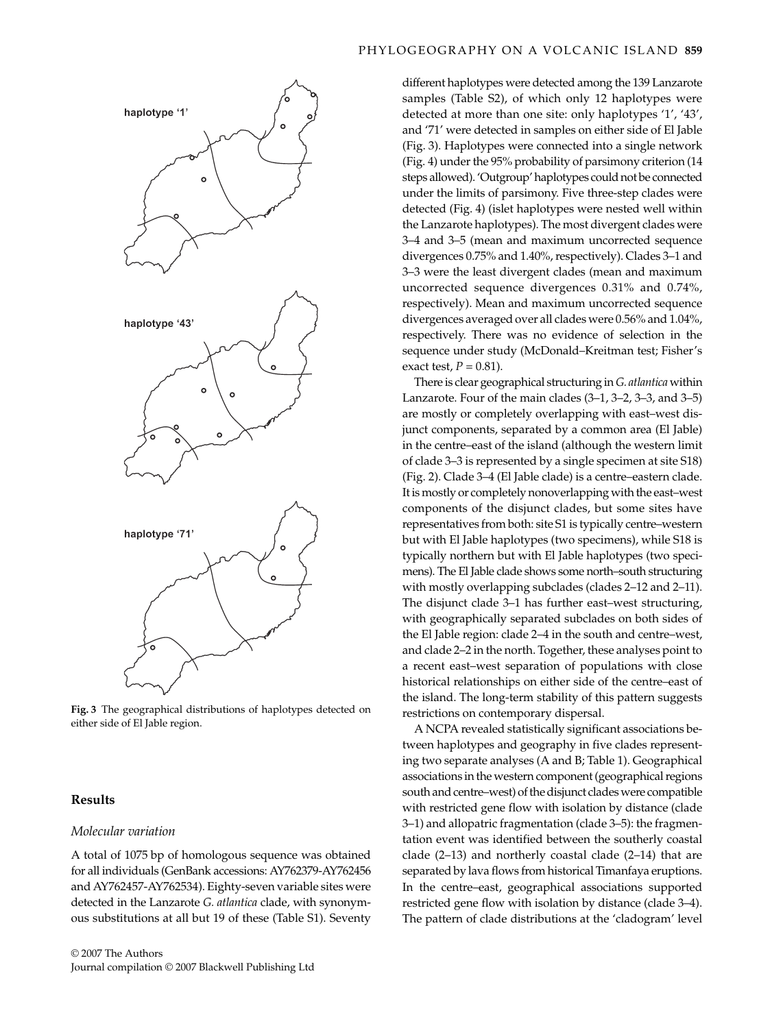haplotype '1'

haplotype '43'

haplotype '71'

**Fig. 3** The geographical distributions of haplotypes detected on either side of El Jable region.

## Results

### *Molecular variation*

A total of 1075 bp of homologous sequence was obtained for all individuals (GenBank accessions: AY762379-AY762456 and AY762457-AY762534). Eighty-seven variable sites were detected in the Lanzarote *G. atlantica* clade, with synonymous substitutions at all but 19 of these (Table S1). Seventy different haplotypes were detected among the 139 Lanzarote samples (Table S2), of which only 12 haplotypes were detected at more than one site: only haplotypes '1', '43', and '71' were detected in samples on either side of El Jable (Fig. 3). Haplotypes were connected into a single network (Fig. 4) under the 95% probability of parsimony criterion (14 steps allowed). 'Outgroup' haplotypes could not be connected under the limits of parsimony. Five three-step clades were detected (Fig. 4) (islet haplotypes were nested well within the Lanzarote haplotypes). The most divergent clades were 3–4 and 3–5 (mean and maximum uncorrected sequence divergences 0.75% and 1.40%, respectively). Clades 3–1 and 3–3 were the least divergent clades (mean and maximum uncorrected sequence divergences 0.31% and 0.74%, respectively). Mean and maximum uncorrected sequence divergences averaged over all clades were 0.56% and 1.04%, respectively. There was no evidence of selection in the sequence under study (McDonald–Kreitman test; Fisher's exact test, $P = 0.81$).

There is clear geographical structuring in *G. atlantica* within Lanzarote. Four of the main clades (3–1, 3–2, 3–3, and 3–5) are mostly or completely overlapping with east–west disjunct components, separated by a common area (El Jable) in the centre–east of the island (although the western limit of clade 3–3 is represented by a single specimen at site S18) (Fig. 2). Clade 3–4 (El Jable clade) is a centre–eastern clade. It is mostly or completely nonoverlapping with the east–west components of the disjunct clades, but some sites have representatives from both: site S1 is typically centre–western but with El Jable haplotypes (two specimens), while S18 is typically northern but with El Jable haplotypes (two specimens). The El Jable clade shows some north–south structuring with mostly overlapping subclades (clades 2–12 and 2–11). The disjunct clade 3–1 has further east–west structuring, with geographically separated subclades on both sides of the El Jable region: clade 2–4 in the south and centre–west, and clade 2–2 in the north. Together, these analyses point to a recent east–west separation of populations with close historical relationships on either side of the centre–east of the island. The long-term stability of this pattern suggests restrictions on contemporary dispersal.

A NCPA revealed statistically significant associations between haplotypes and geography in five clades representing two separate analyses (A and B; Table 1). Geographical associations in the western component (geographical regions south and centre–west) of the disjunct clades were compatible with restricted gene flow with isolation by distance (clade 3–1) and allopatric fragmentation (clade 3–5): the fragmentation event was identified between the southerly coastal clade (2–13) and northerly coastal clade (2–14) that are separated by lava flows from historical Timanfaya eruptions. In the centre–east, geographical associations supported restricted gene flow with isolation by distance (clade 3–4). The pattern of clade distributions at the 'cladogram' level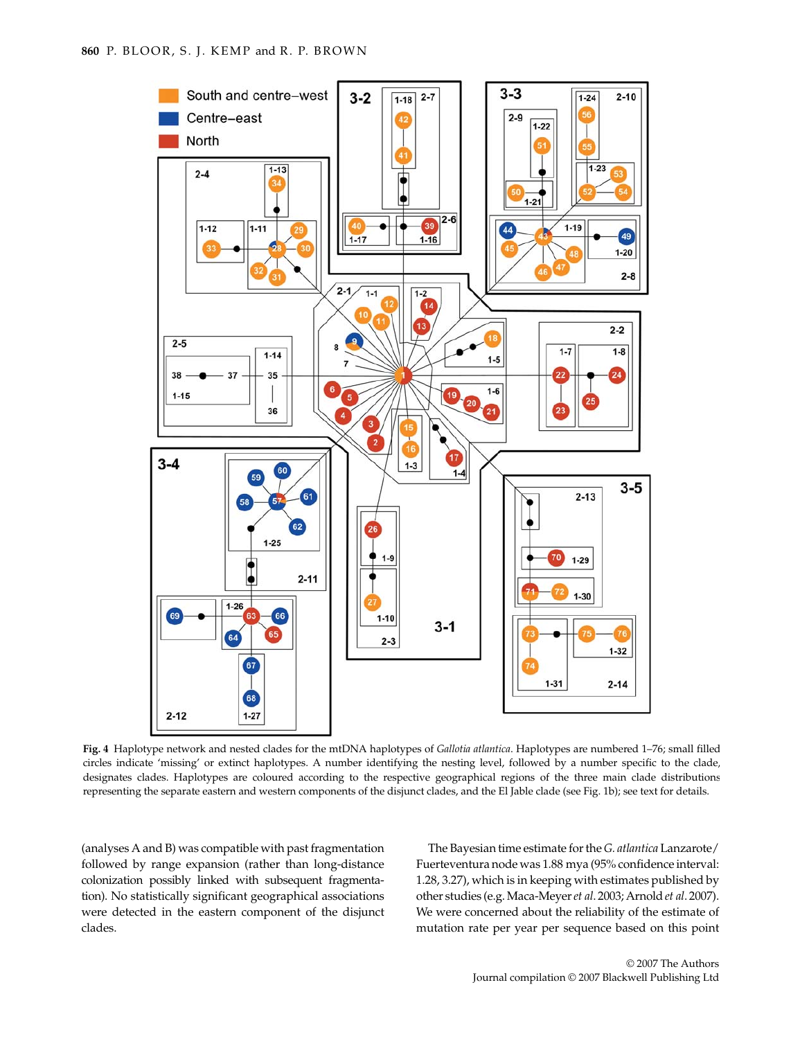South and centre–west

Centre–east

North

Fig. 4 Haplotype network and nested clades for the mtDNA haplotypes of *Gallotia atlantica*. Haplotypes are numbered 1–76; small filled circles indicate 'missing' or extinct haplotypes. A number identifying the nesting level, followed by a number specific to the clade, designates clades. Haplotypes are coloured according to the respective geographical regions of the three main clade distributions representing the separate eastern and western components of the disjunct clades, and the El Jable clade (see Fig. 1b); see text for details.

(analyses A and B) was compatible with past fragmentation followed by range expansion (rather than long-distance colonization possibly linked with subsequent fragmentation). No statistically significant geographical associations were detected in the eastern component of the disjunct clades.

The Bayesian time estimate for the *G. atlantica* Lanzarote/Fuerteventura node was 1.88 mya (95% confidence interval: 1.28, 3.27), which is in keeping with estimates published by other studies (e.g. Maca-Meyer *et al*. 2003; Arnold *et al*. 2007). We were concerned about the reliability of the estimate of mutation rate per year per sequence based on this point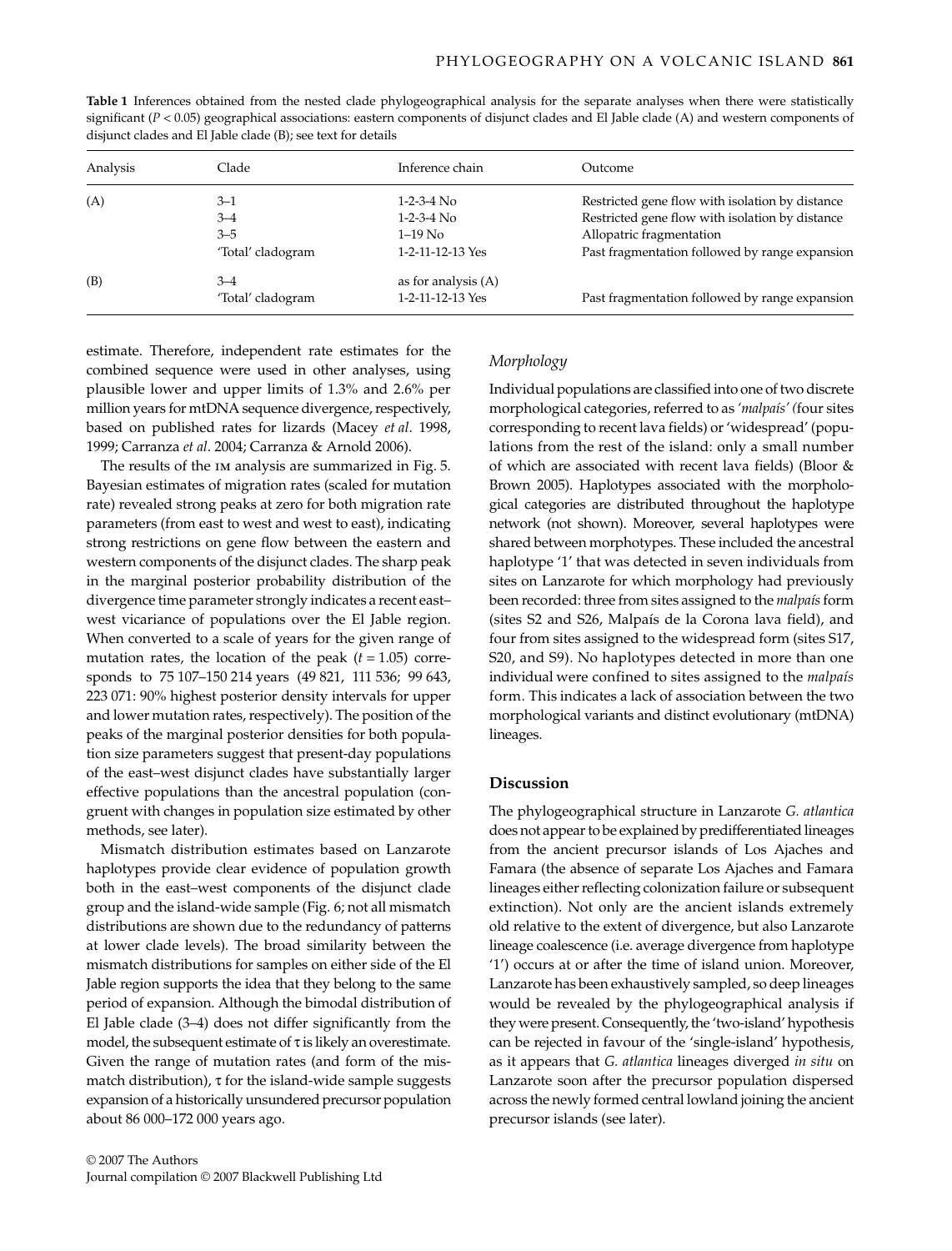**Table 1** Inferences obtained from the nested clade phylogeographical analysis for the separate analyses when there were statistically significant ($P < 0.05$) geographical associations: eastern components of disjunct clades and El Jable clade (A) and western components of disjunct clades and El Jable clade (B); see text for details

| Analysis | Clade | Inference chain | Outcome |
|---|---|---|---|
| (A) | 3–1 | 1-2-3-4 No | Restricted gene flow with isolation by distance |
| | 3–4 | 1-2-3-4 No | Restricted gene flow with isolation by distance |
| | 3–5 | 1–19 No | Allopatric fragmentation |
| | 'Total' cladogram | 1-2-11-12-13 Yes | Past fragmentation followed by range expansion |
| (B) | 3–4 | as for analysis (A) | |
| | 'Total' cladogram | 1-2-11-12-13 Yes | Past fragmentation followed by range expansion |

estimate. Therefore, independent rate estimates for the combined sequence were used in other analyses, using plausible lower and upper limits of 1.3% and 2.6% per million years for mtDNA sequence divergence, respectively, based on published rates for lizards (Macey *et al*. 1998, 1999; Carranza *et al*. 2004; Carranza & Arnold 2006).

The results of the IM analysis are summarized in Fig. 5. Bayesian estimates of migration rates (scaled for mutation rate) revealed strong peaks at zero for both migration rate parameters (from east to west and west to east), indicating strong restrictions on gene flow between the eastern and western components of the disjunct clades. The sharp peak in the marginal posterior probability distribution of the divergence time parameter strongly indicates a recent east–west vicariance of populations over the El Jable region. When converted to a scale of years for the given range of mutation rates, the location of the peak ($t = 1.05$) corresponds to 75 107–150 214 years (49 821, 111 536; 99 643, 223 071: 90% highest posterior density intervals for upper and lower mutation rates, respectively). The position of the peaks of the marginal posterior densities for both population size parameters suggest that present-day populations of the east–west disjunct clades have substantially larger effective populations than the ancestral population (congruent with changes in population size estimated by other methods, see later).

Mismatch distribution estimates based on Lanzarote haplotypes provide clear evidence of population growth both in the east–west components of the disjunct clade group and the island-wide sample (Fig. 6; not all mismatch distributions are shown due to the redundancy of patterns at lower clade levels). The broad similarity between the mismatch distributions for samples on either side of the El Jable region supports the idea that they belong to the same period of expansion. Although the bimodal distribution of El Jable clade (3–4) does not differ significantly from the model, the subsequent estimate of $\tau$ is likely an overestimate. Given the range of mutation rates (and form of the mismatch distribution), $\tau$ for the island-wide sample suggests expansion of a historically unsundered precursor population about 86 000–172 000 years ago.

### *Morphology*

Individual populations are classified into one of two discrete morphological categories, referred to as *'malpaís'* (four sites corresponding to recent lava fields) or 'widespread' (populations from the rest of the island: only a small number of which are associated with recent lava fields) (Bloor & Brown 2005). Haplotypes associated with the morphological categories are distributed throughout the haplotype network (not shown). Moreover, several haplotypes were shared between morphotypes. These included the ancestral haplotype '1' that was detected in seven individuals from sites on Lanzarote for which morphology had previously been recorded: three from sites assigned to the *malpaís* form (sites S2 and S26, Malpaís de la Corona lava field), and four from sites assigned to the widespread form (sites S17, S20, and S9). No haplotypes detected in more than one individual were confined to sites assigned to the *malpaís* form. This indicates a lack of association between the two morphological variants and distinct evolutionary (mtDNA) lineages.

## Discussion

The phylogeographical structure in Lanzarote *G. atlantica* does not appear to be explained by predifferentiated lineages from the ancient precursor islands of Los Ajaches and Famara (the absence of separate Los Ajaches and Famara lineages either reflecting colonization failure or subsequent extinction). Not only are the ancient islands extremely old relative to the extent of divergence, but also Lanzarote lineage coalescence (i.e. average divergence from haplotype '1') occurs at or after the time of island union. Moreover, Lanzarote has been exhaustively sampled, so deep lineages would be revealed by the phylogeographical analysis if they were present. Consequently, the 'two-island' hypothesis can be rejected in favour of the 'single-island' hypothesis, as it appears that *G. atlantica* lineages diverged *in situ* on Lanzarote soon after the precursor population dispersed across the newly formed central lowland joining the ancient precursor islands (see later).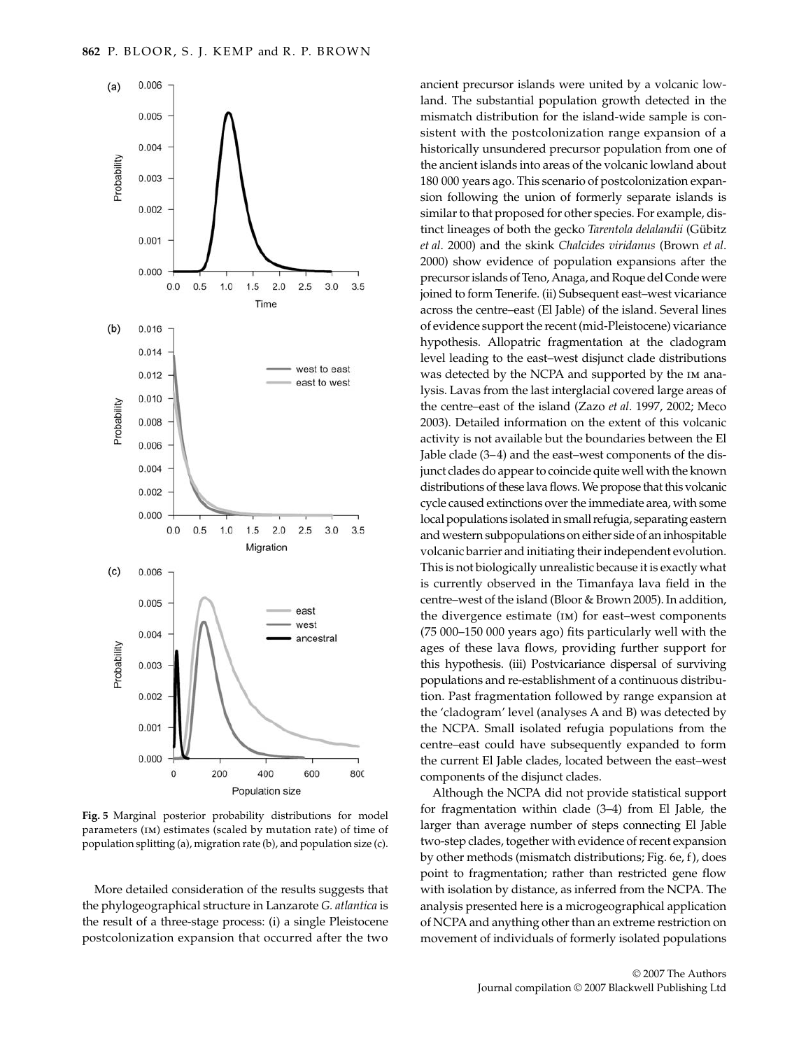(a)

0.006
0.005
0.004
0.003
0.002
0.001
0.000

Probability

0.0 0.5 1.0 1.5 2.0 2.5 3.0 3.5

Time

(b)

0.016
0.014
0.012
0.010
0.008
0.006
0.004
0.002
0.000

Probability

west to east
east to west

0.0 0.5 1.0 1.5 2.0 2.5 3.0 3.5

Migration

(c)

0.006
0.005
0.004
0.003
0.002
0.001
0.000

Probability

east
west
ancestral

0 200 400 600 800

Population size

**Fig. 5** Marginal posterior probability distributions for model parameters (IM) estimates (scaled by mutation rate) of time of population splitting (a), migration rate (b), and population size (c).

More detailed consideration of the results suggests that the phylogeographical structure in Lanzarote *G. atlantica* is the result of a three-stage process: (i) a single Pleistocene postcolonization expansion that occurred after the two ancient precursor islands were united by a volcanic lowland. The substantial population growth detected in the mismatch distribution for the island-wide sample is consistent with the postcolonization range expansion of a historically unsundered precursor population from one of the ancient islands into areas of the volcanic lowland about 180 000 years ago. This scenario of postcolonization expansion following the union of formerly separate islands is similar to that proposed for other species. For example, distinct lineages of both the gecko *Tarentola delalandii* (Gübitz *et al*. 2000) and the skink *Chalcides viridanus* (Brown *et al*. 2000) show evidence of population expansions after the precursor islands of Teno, Anaga, and Roque del Conde were joined to form Tenerife. (ii) Subsequent east–west vicariance across the centre–east (El Jable) of the island. Several lines of evidence support the recent (mid-Pleistocene) vicariance hypothesis. Allopatric fragmentation at the cladogram level leading to the east–west disjunct clade distributions was detected by the NCPA and supported by the IM analysis. Lavas from the last interglacial covered large areas of the centre–east of the island (Zazo *et al*. 1997, 2002; Meco 2003). Detailed information on the extent of this volcanic activity is not available but the boundaries between the El Jable clade (3–4) and the east–west components of the disjunct clades do appear to coincide quite well with the known distributions of these lava flows. We propose that this volcanic cycle caused extinctions over the immediate area, with some local populations isolated in small refugia, separating eastern and western subpopulations on either side of an inhospitable volcanic barrier and initiating their independent evolution. This is not biologically unrealistic because it is exactly what is currently observed in the Timanfaya lava field in the centre–west of the island (Bloor & Brown 2005). In addition, the divergence estimate (IM) for east–west components (75 000–150 000 years ago) fits particularly well with the ages of these lava flows, providing further support for this hypothesis. (iii) Postvicariance dispersal of surviving populations and re-establishment of a continuous distribution. Past fragmentation followed by range expansion at the 'cladogram' level (analyses A and B) was detected by the NCPA. Small isolated refugia populations from the centre–east could have subsequently expanded to form the current El Jable clades, located between the east–west components of the disjunct clades.

Although the NCPA did not provide statistical support for fragmentation within clade (3–4) from El Jable, the larger than average number of steps connecting El Jable two-step clades, together with evidence of recent expansion by other methods (mismatch distributions; Fig. 6e, f), does point to fragmentation; rather than restricted gene flow with isolation by distance, as inferred from the NCPA. The analysis presented here is a microgeographical application of NCPA and anything other than an extreme restriction on movement of individuals of formerly isolated populations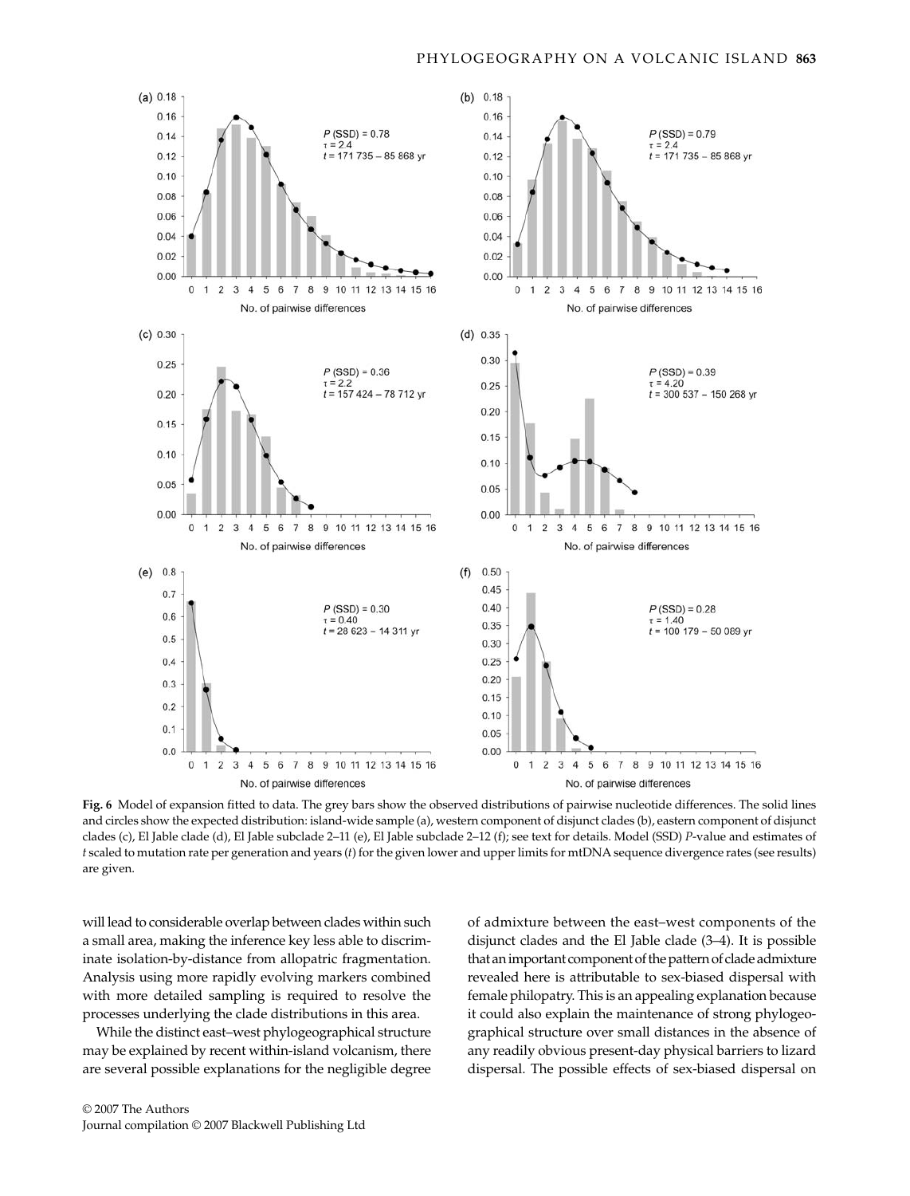(a)

P (SSD) = 0.78
τ = 2.4
t = 171 735 – 85 868 yr

No. of pairwise differences

(b)

P (SSD) = 0.79
τ = 2.4
t = 171 735 – 85 868 yr

No. of pairwise differences

(c)

P (SSD) = 0.36
τ = 2.2
t = 157 424 – 78 712 yr

No. of pairwise differences

(d)

P (SSD) = 0.39
τ = 4.20
t = 300 537 – 150 268 yr

No. of pairwise differences

(e)

P (SSD) = 0.30
τ = 0.40
t = 28 623 – 14 311 yr

No. of pairwise differences

(f)

P (SSD) = 0.28
τ = 1.40
t = 100 179 – 50 089 yr

No. of pairwise differences

**Fig. 6** Model of expansion fitted to data. The grey bars show the observed distributions of pairwise nucleotide differences. The solid lines and circles show the expected distribution: island-wide sample (a), western component of disjunct clades (b), eastern component of disjunct clades (c), El Jable clade (d), El Jable subclade 2–11 (e), El Jable subclade 2–12 (f); see text for details. Model (SSD) *P*-value and estimates of *t* scaled to mutation rate per generation and years (*t*) for the given lower and upper limits for mtDNA sequence divergence rates (see results) are given.

will lead to considerable overlap between clades within such a small area, making the inference key less able to discriminate isolation-by-distance from allopatric fragmentation. Analysis using more rapidly evolving markers combined with more detailed sampling is required to resolve the processes underlying the clade distributions in this area.

While the distinct east–west phylogeographical structure may be explained by recent within-island volcanism, there are several possible explanations for the negligible degree of admixture between the east–west components of the disjunct clades and the El Jable clade (3–4). It is possible that an important component of the pattern of clade admixture revealed here is attributable to sex-biased dispersal with female philopatry. This is an appealing explanation because it could also explain the maintenance of strong phylogeographical structure over small distances in the absence of any readily obvious present-day physical barriers to lizard dispersal. The possible effects of sex-biased dispersal on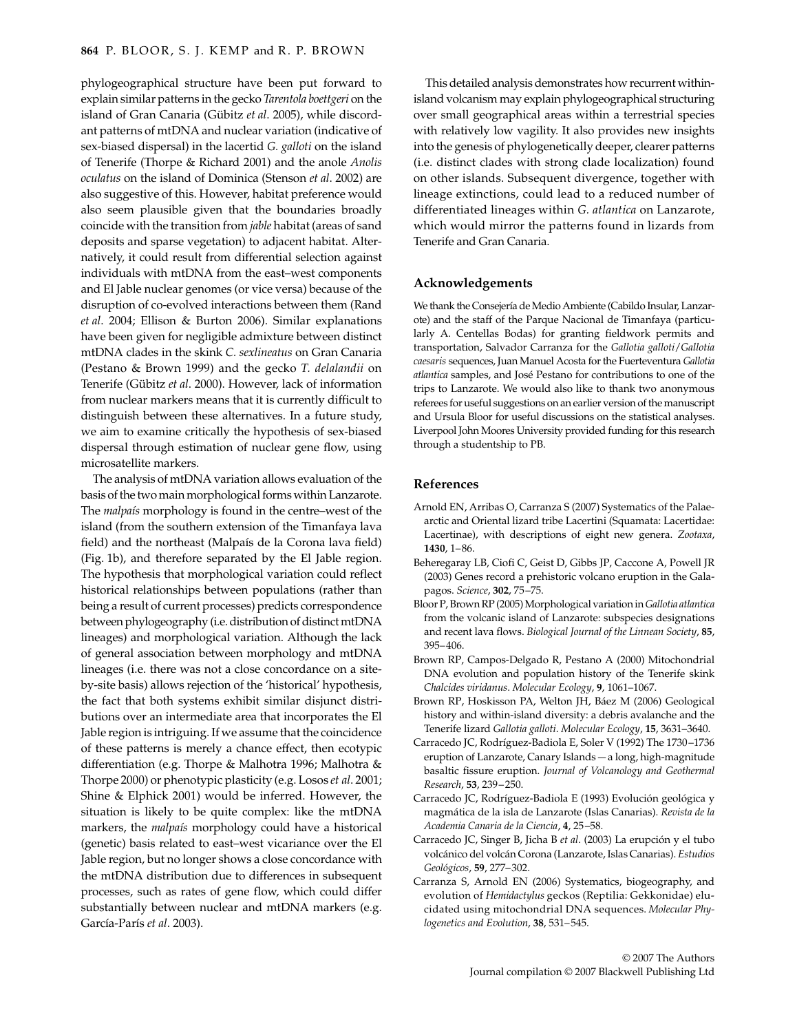phylogeographical structure have been put forward to explain similar patterns in the gecko *Tarentola boettgeri* on the island of Gran Canaria (Gübitz *et al*. 2005), while discordant patterns of mtDNA and nuclear variation (indicative of sex-biased dispersal) in the lacertid *G. galloti* on the island of Tenerife (Thorpe & Richard 2001) and the anole *Anolis oculatus* on the island of Dominica (Stenson *et al*. 2002) are also suggestive of this. However, habitat preference would also seem plausible given that the boundaries broadly coincide with the transition from *jable* habitat (areas of sand deposits and sparse vegetation) to adjacent habitat. Alternatively, it could result from differential selection against individuals with mtDNA from the east–west components and El Jable nuclear genomes (or vice versa) because of the disruption of co-evolved interactions between them (Rand *et al*. 2004; Ellison & Burton 2006). Similar explanations have been given for negligible admixture between distinct mtDNA clades in the skink *C. sexlineatus* on Gran Canaria (Pestano & Brown 1999) and the gecko *T. delalandii* on Tenerife (Gübitz *et al*. 2000). However, lack of information from nuclear markers means that it is currently difficult to distinguish between these alternatives. In a future study, we aim to examine critically the hypothesis of sex-biased dispersal through estimation of nuclear gene flow, using microsatellite markers.

The analysis of mtDNA variation allows evaluation of the basis of the two main morphological forms within Lanzarote. The *malpaís* morphology is found in the centre–west of the island (from the southern extension of the Timanfaya lava field) and the northeast (Malpaís de la Corona lava field) (Fig. 1b), and therefore separated by the El Jable region. The hypothesis that morphological variation could reflect historical relationships between populations (rather than being a result of current processes) predicts correspondence between phylogeography (i.e. distribution of distinct mtDNA lineages) and morphological variation. Although the lack of general association between morphology and mtDNA lineages (i.e. there was not a close concordance on a site-by-site basis) allows rejection of the 'historical' hypothesis, the fact that both systems exhibit similar disjunct distributions over an intermediate area that incorporates the El Jable region is intriguing. If we assume that the coincidence of these patterns is merely a chance effect, then ecotypic differentiation (e.g. Thorpe & Malhotra 1996; Malhotra & Thorpe 2000) or phenotypic plasticity (e.g. Losos *et al*. 2001; Shine & Elphick 2001) would be inferred. However, the situation is likely to be quite complex: like the mtDNA markers, the *malpaís* morphology could have a historical (genetic) basis related to east–west vicariance over the El Jable region, but no longer shows a close concordance with the mtDNA distribution due to differences in subsequent processes, such as rates of gene flow, which could differ substantially between nuclear and mtDNA markers (e.g. García-París *et al*. 2003).

This detailed analysis demonstrates how recurrent within-island volcanism may explain phylogeographical structuring over small geographical areas within a terrestrial species with relatively low vagility. It also provides new insights into the genesis of phylogenetically deeper, clearer patterns (i.e. distinct clades with strong clade localization) found on other islands. Subsequent divergence, together with lineage extinctions, could lead to a reduced number of differentiated lineages within *G. atlantica* on Lanzarote, which would mirror the patterns found in lizards from Tenerife and Gran Canaria.

## Acknowledgements

We thank the Consejería de Medio Ambiente (Cabildo Insular, Lanzarote) and the staff of the Parque Nacional de Timanfaya (particularly A. Centellas Bodas) for granting fieldwork permits and transportation, Salvador Carranza for the *Gallotia galloti*/*Gallotia caesaris* sequences, Juan Manuel Acosta for the Fuerteventura *Gallotia atlantica* samples, and José Pestano for contributions to one of the trips to Lanzarote. We would also like to thank two anonymous referees for useful suggestions on an earlier version of the manuscript and Ursula Bloor for useful discussions on the statistical analyses. Liverpool John Moores University provided funding for this research through a studentship to PB.

## References

Arnold EN, Arribas O, Carranza S (2007) Systematics of the Palaearctic and Oriental lizard tribe Lacertini (Squamata: Lacertidae: Lacertinae), with descriptions of eight new genera. *Zootaxa*, **1430**, 1–86.

Beheregaray LB, Ciofi C, Geist D, Gibbs JP, Caccone A, Powell JR (2003) Genes record a prehistoric volcano eruption in the Galapagos. *Science*, **302**, 75–75.

Bloor P, Brown RP (2005) Morphological variation in *Gallotia atlantica* from the volcanic island of Lanzarote: subspecies designations and recent lava flows. *Biological Journal of the Linnean Society*, **85**, 395–406.

Brown RP, Campos-Delgado R, Pestano A (2000) Mitochondrial DNA evolution and population history of the Tenerife skink *Chalcides viridanus*. *Molecular Ecology*, **9**, 1061–1067.

Brown RP, Hoskisson PA, Welton JH, Báez M (2006) Geological history and within-island diversity: a debris avalanche and the Tenerife lizard *Gallotia galloti*. *Molecular Ecology*, **15**, 3631–3640.

Carracedo JC, Rodríguez-Badiola E, Soler V (1992) The 1730–1736 eruption of Lanzarote, Canary Islands — a long, high-magnitude basaltic fissure eruption. *Journal of Volcanology and Geothermal Research*, **53**, 239–250.

Carracedo JC, Rodríguez-Badiola E (1993) Evolución geológica y magmática de la isla de Lanzarote (Islas Canarias). *Revista de la Academia Canaria de la Ciencia*, **4**, 25–58.

Carracedo JC, Singer B, Jicha B *et al*. (2003) La erupción y el tubo volcánico del volcán Corona (Lanzarote, Islas Canarias). *Estudios Geológicos*, **59**, 277–302.

Carranza S, Arnold EN (2006) Systematics, biogeography, and evolution of *Hemidactylus* geckos (Reptilia: Gekkonidae) elucidated using mitochondrial DNA sequences. *Molecular Phylogenetics and Evolution*, **38**, 531–545.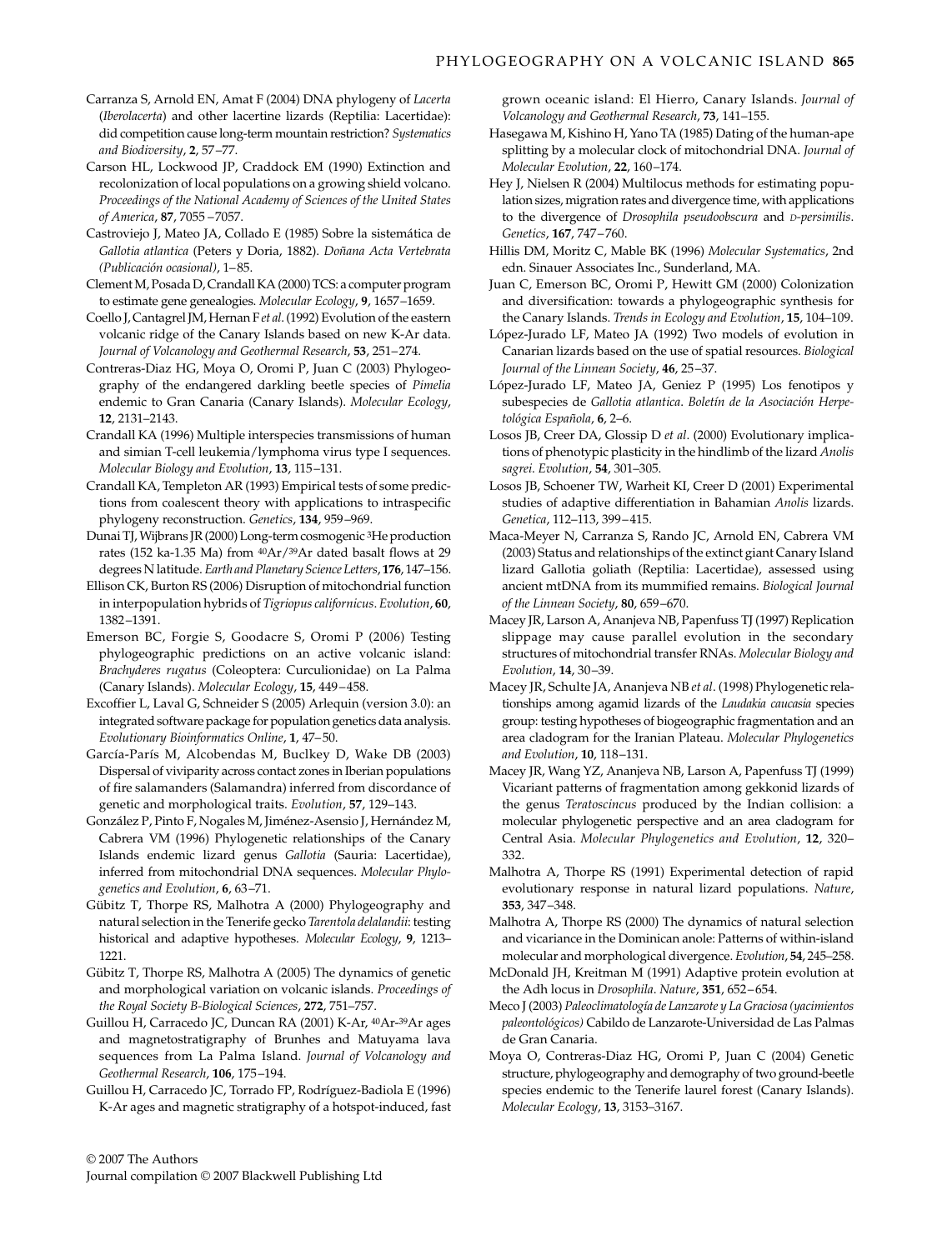Carranza S, Arnold EN, Amat F (2004) DNA phylogeny of *Lacerta* (*Iberolacerta*) and other lacertine lizards (Reptilia: Lacertidae): did competition cause long-term mountain restriction? *Systematics and Biodiversity*, **2**, 57–77.

Carson HL, Lockwood JP, Craddock EM (1990) Extinction and recolonization of local populations on a growing shield volcano. *Proceedings of the National Academy of Sciences of the United States of America*, **87**, 7055–7057.

Castroviejo J, Mateo JA, Collado E (1985) Sobre la sistemática de *Gallotia atlantica* (Peters y Doria, 1882). *Doñana Acta Vertebrata (Publicación ocasional)*, 1–85.

Clement M, Posada D, Crandall KA (2000) TCS: a computer program to estimate gene genealogies. *Molecular Ecology*, **9**, 1657–1659.

Coello J, Cantagrel JM, Hernan F *et al*. (1992) Evolution of the eastern volcanic ridge of the Canary Islands based on new K-Ar data. *Journal of Volcanology and Geothermal Research*, **53**, 251–274.

Contreras-Diaz HG, Moya O, Oromi P, Juan C (2003) Phylogeography of the endangered darkling beetle species of *Pimelia* endemic to Gran Canaria (Canary Islands). *Molecular Ecology*, **12**, 2131–2143.

Crandall KA (1996) Multiple interspecies transmissions of human and simian T-cell leukemia/lymphoma virus type I sequences. *Molecular Biology and Evolution*, **13**, 115–131.

Crandall KA, Templeton AR (1993) Empirical tests of some predictions from coalescent theory with applications to intraspecific phylogeny reconstruction. *Genetics*, **134**, 959–969.

Dunai TJ, Wijbrans JR (2000) Long-term cosmogenic $^{3}$He production rates (152 ka-1.35 Ma) from $^{40}$Ar/$^{39}$Ar dated basalt flows at 29 degrees N latitude. *Earth and Planetary Science Letters*, **176**, 147–156.

Ellison CK, Burton RS (2006) Disruption of mitochondrial function in interpopulation hybrids of *Tigriopus californicus*. *Evolution*, **60**, 1382–1391.

Emerson BC, Forgie S, Goodacre S, Oromi P (2006) Testing phylogeographic predictions on an active volcanic island: *Brachyderes rugatus* (Coleoptera: Curculionidae) on La Palma (Canary Islands). *Molecular Ecology*, **15**, 449–458.

Excoffier L, Laval G, Schneider S (2005) Arlequin (version 3.0): an integrated software package for population genetics data analysis. *Evolutionary Bioinformatics Online*, **1**, 47–50.

García-París M, Alcobendas M, Buclkey D, Wake DB (2003) Dispersal of viviparity across contact zones in Iberian populations of fire salamanders (Salamandra) inferred from discordance of genetic and morphological traits. *Evolution*, **57**, 129–143.

González P, Pinto F, Nogales M, Jiménez-Asensio J, Hernández M, Cabrera VM (1996) Phylogenetic relationships of the Canary Islands endemic lizard genus *Gallotia* (Sauria: Lacertidae), inferred from mitochondrial DNA sequences. *Molecular Phylogenetics and Evolution*, **6**, 63–71.

Gübitz T, Thorpe RS, Malhotra A (2000) Phylogeography and natural selection in the Tenerife gecko *Tarentola delalandii*: testing historical and adaptive hypotheses. *Molecular Ecology*, **9**, 1213–1221.

Gübitz T, Thorpe RS, Malhotra A (2005) The dynamics of genetic and morphological variation on volcanic islands. *Proceedings of the Royal Society B-Biological Sciences*, **272**, 751–757.

Guillou H, Carracedo JC, Duncan RA (2001) K-Ar, $^{40}$Ar-$^{39}$Ar ages and magnetostratigraphy of Brunhes and Matuyama lava sequences from La Palma Island. *Journal of Volcanology and Geothermal Research*, **106**, 175–194.

Guillou H, Carracedo JC, Torrado FP, Rodríguez-Badiola E (1996) K-Ar ages and magnetic stratigraphy of a hotspot-induced, fast grown oceanic island: El Hierro, Canary Islands. *Journal of Volcanology and Geothermal Research*, **73**, 141–155.

Hasegawa M, Kishino H, Yano TA (1985) Dating of the human-ape splitting by a molecular clock of mitochondrial DNA. *Journal of Molecular Evolution*, **22**, 160–174.

Hey J, Nielsen R (2004) Multilocus methods for estimating population sizes, migration rates and divergence time, with applications to the divergence of *Drosophila pseudoobscura* and *D-persimilis*. *Genetics*, **167**, 747–760.

Hillis DM, Moritz C, Mable BK (1996) *Molecular Systematics*, 2nd edn. Sinauer Associates Inc., Sunderland, MA.

Juan C, Emerson BC, Oromi P, Hewitt GM (2000) Colonization and diversification: towards a phylogeographic synthesis for the Canary Islands. *Trends in Ecology and Evolution*, **15**, 104–109.

López-Jurado LF, Mateo JA (1992) Two models of evolution in Canarian lizards based on the use of spatial resources. *Biological Journal of the Linnean Society*, **46**, 25–37.

López-Jurado LF, Mateo JA, Geniez P (1995) Los fenotipos y subespecies de *Gallotia atlantica*. *Boletín de la Asociación Herpetológica Española*, **6**, 2–6.

Losos JB, Creer DA, Glossip D *et al*. (2000) Evolutionary implications of phenotypic plasticity in the hindlimb of the lizard *Anolis sagrei*. *Evolution*, **54**, 301–305.

Losos JB, Schoener TW, Warheit KI, Creer D (2001) Experimental studies of adaptive differentiation in Bahamian *Anolis* lizards. *Genetica*, 112–113, 399–415.

Maca-Meyer N, Carranza S, Rando JC, Arnold EN, Cabrera VM (2003) Status and relationships of the extinct giant Canary Island lizard Gallotia goliath (Reptilia: Lacertidae), assessed using ancient mtDNA from its mummified remains. *Biological Journal of the Linnean Society*, **80**, 659–670.

Macey JR, Larson A, Ananjeva NB, Papenfuss TJ (1997) Replication slippage may cause parallel evolution in the secondary structures of mitochondrial transfer RNAs. *Molecular Biology and Evolution*, **14**, 30–39.

Macey JR, Schulte JA, Ananjeva NB *et al*. (1998) Phylogenetic relationships among agamid lizards of the *Laudakia caucasia* species group: testing hypotheses of biogeographic fragmentation and an area cladogram for the Iranian Plateau. *Molecular Phylogenetics and Evolution*, **10**, 118–131.

Macey JR, Wang YZ, Ananjeva NB, Larson A, Papenfuss TJ (1999) Vicariant patterns of fragmentation among gekkonid lizards of the genus *Teratoscincus* produced by the Indian collision: a molecular phylogenetic perspective and an area cladogram for Central Asia. *Molecular Phylogenetics and Evolution*, **12**, 320–332.

Malhotra A, Thorpe RS (1991) Experimental detection of rapid evolutionary response in natural lizard populations. *Nature*, **353**, 347–348.

Malhotra A, Thorpe RS (2000) The dynamics of natural selection and vicariance in the Dominican anole: Patterns of within-island molecular and morphological divergence. *Evolution*, **54**, 245–258.

McDonald JH, Kreitman M (1991) Adaptive protein evolution at the Adh locus in *Drosophila*. *Nature*, **351**, 652–654.

Meco J (2003) *Paleoclimatología de Lanzarote y La Graciosa (yacimientos paleontológicos)* Cabildo de Lanzarote-Universidad de Las Palmas de Gran Canaria.

Moya O, Contreras-Diaz HG, Oromi P, Juan C (2004) Genetic structure, phylogeography and demography of two ground-beetle species endemic to the Tenerife laurel forest (Canary Islands). *Molecular Ecology*, **13**, 3153–3167.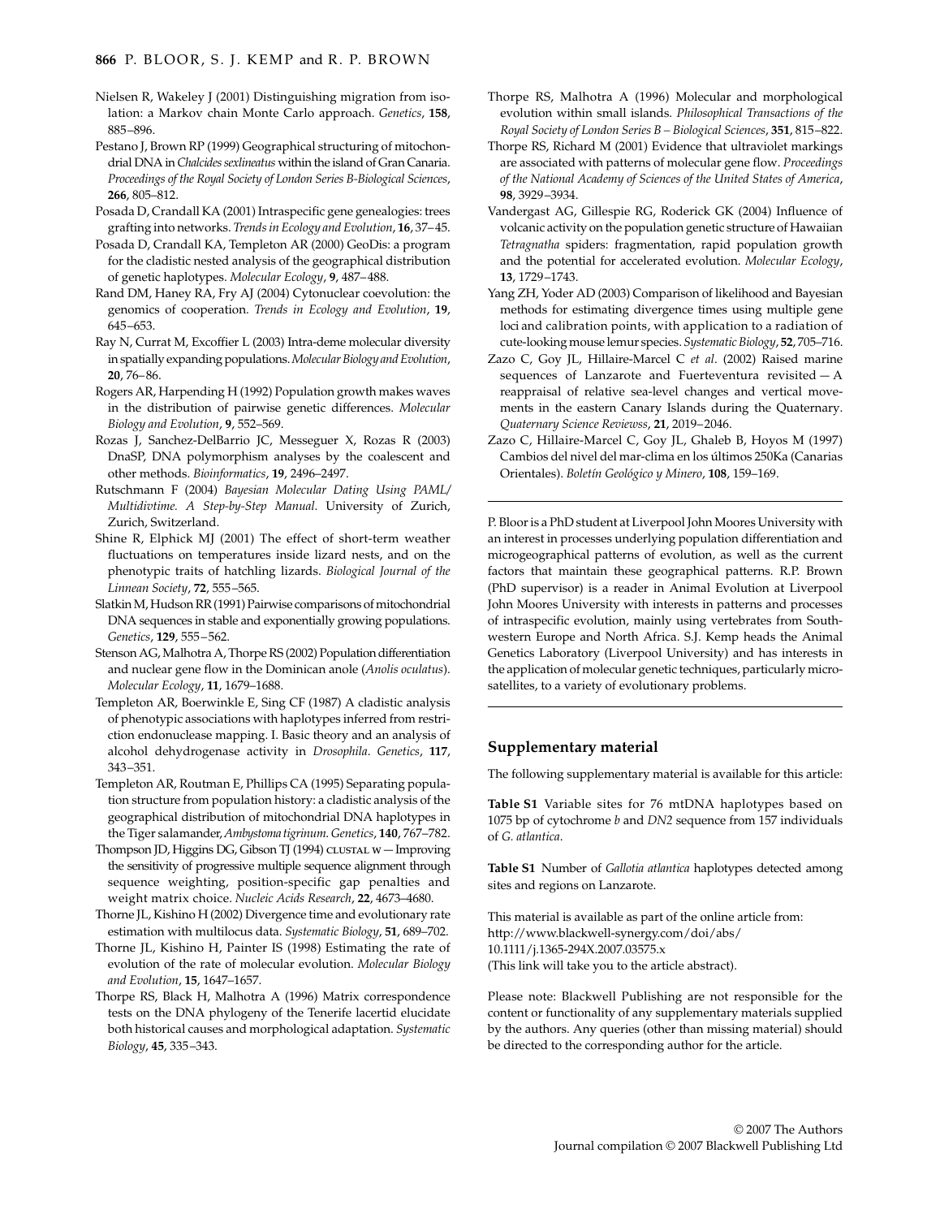Nielsen R, Wakeley J (2001) Distinguishing migration from isolation: a Markov chain Monte Carlo approach. *Genetics*, **158**, 885–896.

Pestano J, Brown RP (1999) Geographical structuring of mitochondrial DNA in *Chalcides sexlineatus* within the island of Gran Canaria. *Proceedings of the Royal Society of London Series B-Biological Sciences*, **266**, 805–812.

Posada D, Crandall KA (2001) Intraspecific gene genealogies: trees grafting into networks. *Trends in Ecology and Evolution*, **16**, 37–45.

Posada D, Crandall KA, Templeton AR (2000) GeoDis: a program for the cladistic nested analysis of the geographical distribution of genetic haplotypes. *Molecular Ecology*, **9**, 487–488.

Rand DM, Haney RA, Fry AJ (2004) Cytonuclear coevolution: the genomics of cooperation. *Trends in Ecology and Evolution*, **19**, 645–653.

Ray N, Currat M, Excoffier L (2003) Intra-deme molecular diversity in spatially expanding populations. *Molecular Biology and Evolution*, **20**, 76–86.

Rogers AR, Harpending H (1992) Population growth makes waves in the distribution of pairwise genetic differences. *Molecular Biology and Evolution*, **9**, 552–569.

Rozas J, Sanchez-DelBarrio JC, Messeguer X, Rozas R (2003) DnaSP, DNA polymorphism analyses by the coalescent and other methods. *Bioinformatics*, **19**, 2496–2497.

Rutschmann F (2004) *Bayesian Molecular Dating Using PAML/Multidivtime. A Step-by-Step Manual*. University of Zurich, Zurich, Switzerland.

Shine R, Elphick MJ (2001) The effect of short-term weather fluctuations on temperatures inside lizard nests, and on the phenotypic traits of hatchling lizards. *Biological Journal of the Linnean Society*, **72**, 555–565.

Slatkin M, Hudson RR (1991) Pairwise comparisons of mitochondrial DNA sequences in stable and exponentially growing populations. *Genetics*, **129**, 555–562.

Stenson AG, Malhotra A, Thorpe RS (2002) Population differentiation and nuclear gene flow in the Dominican anole (*Anolis oculatus*). *Molecular Ecology*, **11**, 1679–1688.

Templeton AR, Boerwinkle E, Sing CF (1987) A cladistic analysis of phenotypic associations with haplotypes inferred from restriction endonuclease mapping. I. Basic theory and an analysis of alcohol dehydrogenase activity in *Drosophila*. *Genetics*, **117**, 343–351.

Templeton AR, Routman E, Phillips CA (1995) Separating population structure from population history: a cladistic analysis of the geographical distribution of mitochondrial DNA haplotypes in the Tiger salamander, *Ambystoma tigrinum*. *Genetics*, **140**, 767–782.

Thompson JD, Higgins DG, Gibson TJ (1994) CLUSTAL W — Improving the sensitivity of progressive multiple sequence alignment through sequence weighting, position-specific gap penalties and weight matrix choice. *Nucleic Acids Research*, **22**, 4673–4680.

Thorne JL, Kishino H (2002) Divergence time and evolutionary rate estimation with multilocus data. *Systematic Biology*, **51**, 689–702.

Thorne JL, Kishino H, Painter IS (1998) Estimating the rate of evolution of the rate of molecular evolution. *Molecular Biology and Evolution*, **15**, 1647–1657.

Thorpe RS, Black H, Malhotra A (1996) Matrix correspondence tests on the DNA phylogeny of the Tenerife lacertid elucidate both historical causes and morphological adaptation. *Systematic Biology*, **45**, 335–343.

Thorpe RS, Malhotra A (1996) Molecular and morphological evolution within small islands. *Philosophical Transactions of the Royal Society of London Series B – Biological Sciences*, **351**, 815–822.

Thorpe RS, Richard M (2001) Evidence that ultraviolet markings are associated with patterns of molecular gene flow. *Proceedings of the National Academy of Sciences of the United States of America*, **98**, 3929–3934.

Vandergast AG, Gillespie RG, Roderick GK (2004) Influence of volcanic activity on the population genetic structure of Hawaiian *Tetragnatha* spiders: fragmentation, rapid population growth and the potential for accelerated evolution. *Molecular Ecology*, **13**, 1729–1743.

Yang ZH, Yoder AD (2003) Comparison of likelihood and Bayesian methods for estimating divergence times using multiple gene loci and calibration points, with application to a radiation of cute-looking mouse lemur species. *Systematic Biology*, **52**, 705–716.

Zazo C, Goy JL, Hillaire-Marcel C *et al*. (2002) Raised marine sequences of Lanzarote and Fuerteventura revisited — A reappraisal of relative sea-level changes and vertical movements in the eastern Canary Islands during the Quaternary. *Quaternary Science Reviewss*, **21**, 2019–2046.

Zazo C, Hillaire-Marcel C, Goy JL, Ghaleb B, Hoyos M (1997) Cambios del nivel del mar-clima en los últimos 250Ka (Canarias Orientales). *Boletín Geológico y Minero*, **108**, 159–169.

---

P. Bloor is a PhD student at Liverpool John Moores University with an interest in processes underlying population differentiation and microgeographical patterns of evolution, as well as the current factors that maintain these geographical patterns. R.P. Brown (PhD supervisor) is a reader in Animal Evolution at Liverpool John Moores University with interests in patterns and processes of intraspecific evolution, mainly using vertebrates from Southwestern Europe and North Africa. S.J. Kemp heads the Animal Genetics Laboratory (Liverpool University) and has interests in the application of molecular genetic techniques, particularly microsatellites, to a variety of evolutionary problems.

---

## Supplementary material

The following supplementary material is available for this article:

**Table S1** Variable sites for 76 mtDNA haplotypes based on 1075 bp of cytochrome *b* and *DN2* sequence from 157 individuals of *G. atlantica*.

**Table S1** Number of *Gallotia atlantica* haplotypes detected among sites and regions on Lanzarote.

This material is available as part of the online article from:
http://www.blackwell-synergy.com/doi/abs/
10.1111/j.1365-294X.2007.03575.x
(This link will take you to the article abstract).

Please note: Blackwell Publishing are not responsible for the content or functionality of any supplementary materials supplied by the authors. Any queries (other than missing material) should be directed to the corresponding author for the article.